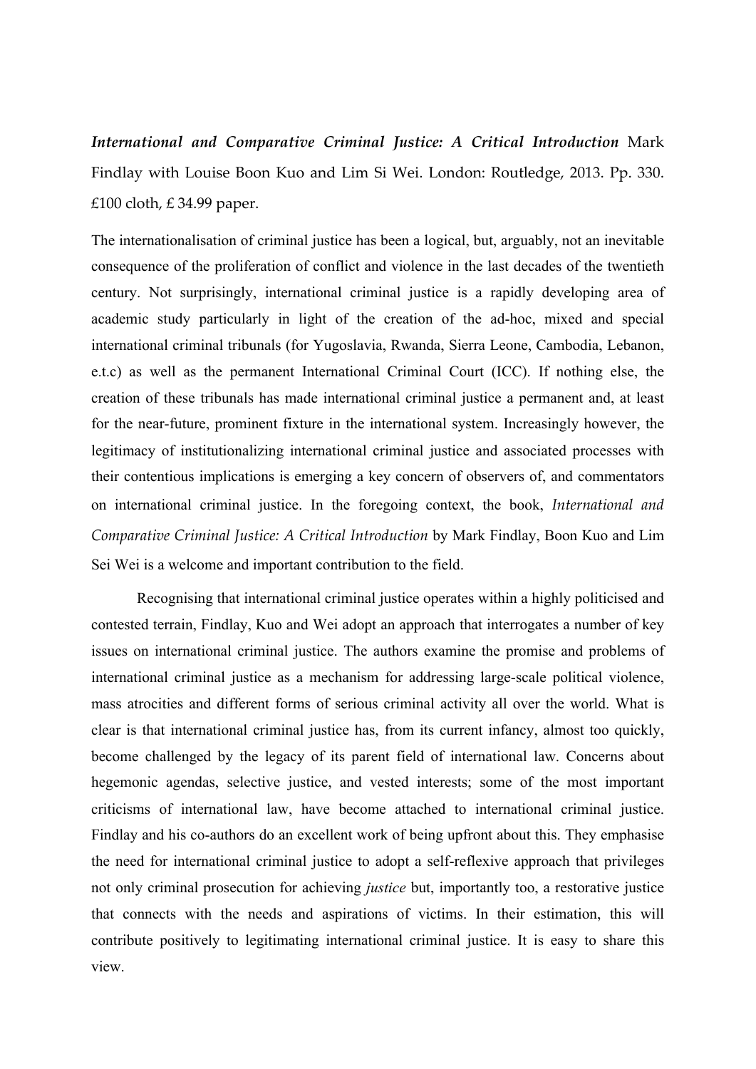*International and Comparative Criminal Justice: A Critical Introduction* Mark Findlay with Louise Boon Kuo and Lim Si Wei. London: Routledge, 2013. Pp. 330. £100 cloth, £ 34.99 paper.

The internationalisation of criminal justice has been a logical, but, arguably, not an inevitable consequence of the proliferation of conflict and violence in the last decades of the twentieth century. Not surprisingly, international criminal justice is a rapidly developing area of academic study particularly in light of the creation of the ad-hoc, mixed and special international criminal tribunals (for Yugoslavia, Rwanda, Sierra Leone, Cambodia, Lebanon, e.t.c) as well as the permanent International Criminal Court (ICC). If nothing else, the creation of these tribunals has made international criminal justice a permanent and, at least for the near-future, prominent fixture in the international system. Increasingly however, the legitimacy of institutionalizing international criminal justice and associated processes with their contentious implications is emerging a key concern of observers of, and commentators on international criminal justice. In the foregoing context, the book, *International and Comparative Criminal Justice: A Critical Introduction* by Mark Findlay, Boon Kuo and Lim Sei Wei is a welcome and important contribution to the field.

Recognising that international criminal justice operates within a highly politicised and contested terrain, Findlay, Kuo and Wei adopt an approach that interrogates a number of key issues on international criminal justice. The authors examine the promise and problems of international criminal justice as a mechanism for addressing large-scale political violence, mass atrocities and different forms of serious criminal activity all over the world. What is clear is that international criminal justice has, from its current infancy, almost too quickly, become challenged by the legacy of its parent field of international law. Concerns about hegemonic agendas, selective justice, and vested interests; some of the most important criticisms of international law, have become attached to international criminal justice. Findlay and his co-authors do an excellent work of being upfront about this. They emphasise the need for international criminal justice to adopt a self-reflexive approach that privileges not only criminal prosecution for achieving *justice* but, importantly too, a restorative justice that connects with the needs and aspirations of victims. In their estimation, this will contribute positively to legitimating international criminal justice. It is easy to share this view.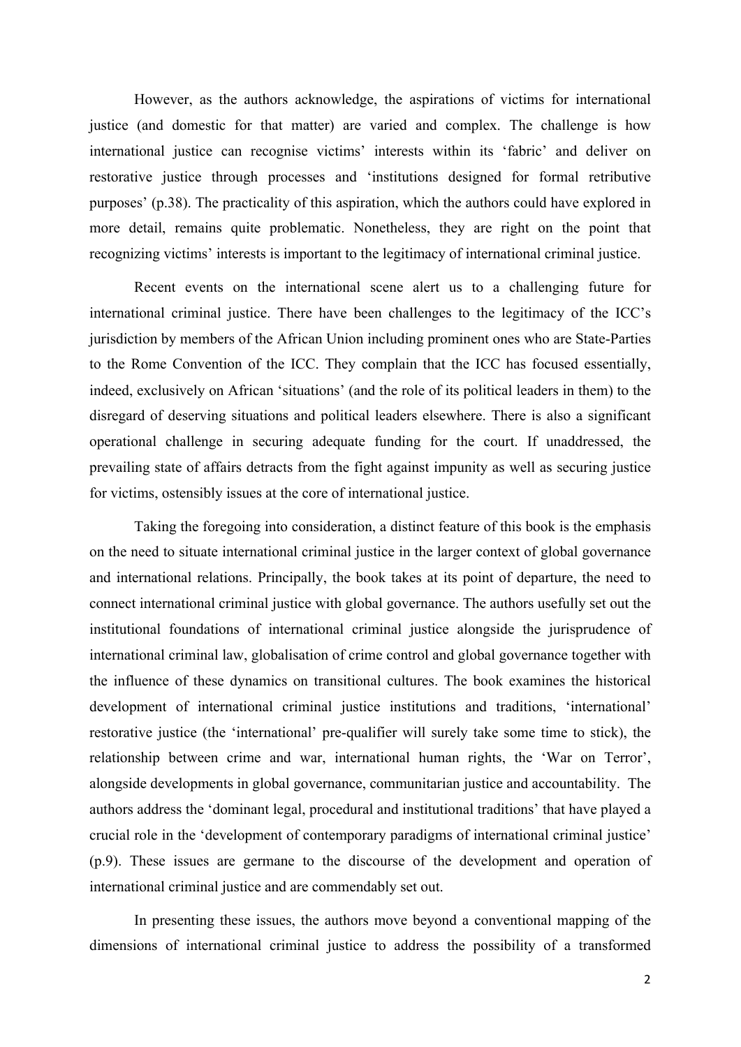However, as the authors acknowledge, the aspirations of victims for international justice (and domestic for that matter) are varied and complex. The challenge is how international justice can recognise victims' interests within its 'fabric' and deliver on restorative justice through processes and 'institutions designed for formal retributive purposes' (p.38). The practicality of this aspiration, which the authors could have explored in more detail, remains quite problematic. Nonetheless, they are right on the point that recognizing victims' interests is important to the legitimacy of international criminal justice.

Recent events on the international scene alert us to a challenging future for international criminal justice. There have been challenges to the legitimacy of the ICC's jurisdiction by members of the African Union including prominent ones who are State-Parties to the Rome Convention of the ICC. They complain that the ICC has focused essentially, indeed, exclusively on African 'situations' (and the role of its political leaders in them) to the disregard of deserving situations and political leaders elsewhere. There is also a significant operational challenge in securing adequate funding for the court. If unaddressed, the prevailing state of affairs detracts from the fight against impunity as well as securing justice for victims, ostensibly issues at the core of international justice.

Taking the foregoing into consideration, a distinct feature of this book is the emphasis on the need to situate international criminal justice in the larger context of global governance and international relations. Principally, the book takes at its point of departure, the need to connect international criminal justice with global governance. The authors usefully set out the institutional foundations of international criminal justice alongside the jurisprudence of international criminal law, globalisation of crime control and global governance together with the influence of these dynamics on transitional cultures. The book examines the historical development of international criminal justice institutions and traditions, 'international' restorative justice (the 'international' pre-qualifier will surely take some time to stick), the relationship between crime and war, international human rights, the 'War on Terror', alongside developments in global governance, communitarian justice and accountability. The authors address the 'dominant legal, procedural and institutional traditions' that have played a crucial role in the 'development of contemporary paradigms of international criminal justice' (p.9). These issues are germane to the discourse of the development and operation of international criminal justice and are commendably set out.

In presenting these issues, the authors move beyond a conventional mapping of the dimensions of international criminal justice to address the possibility of a transformed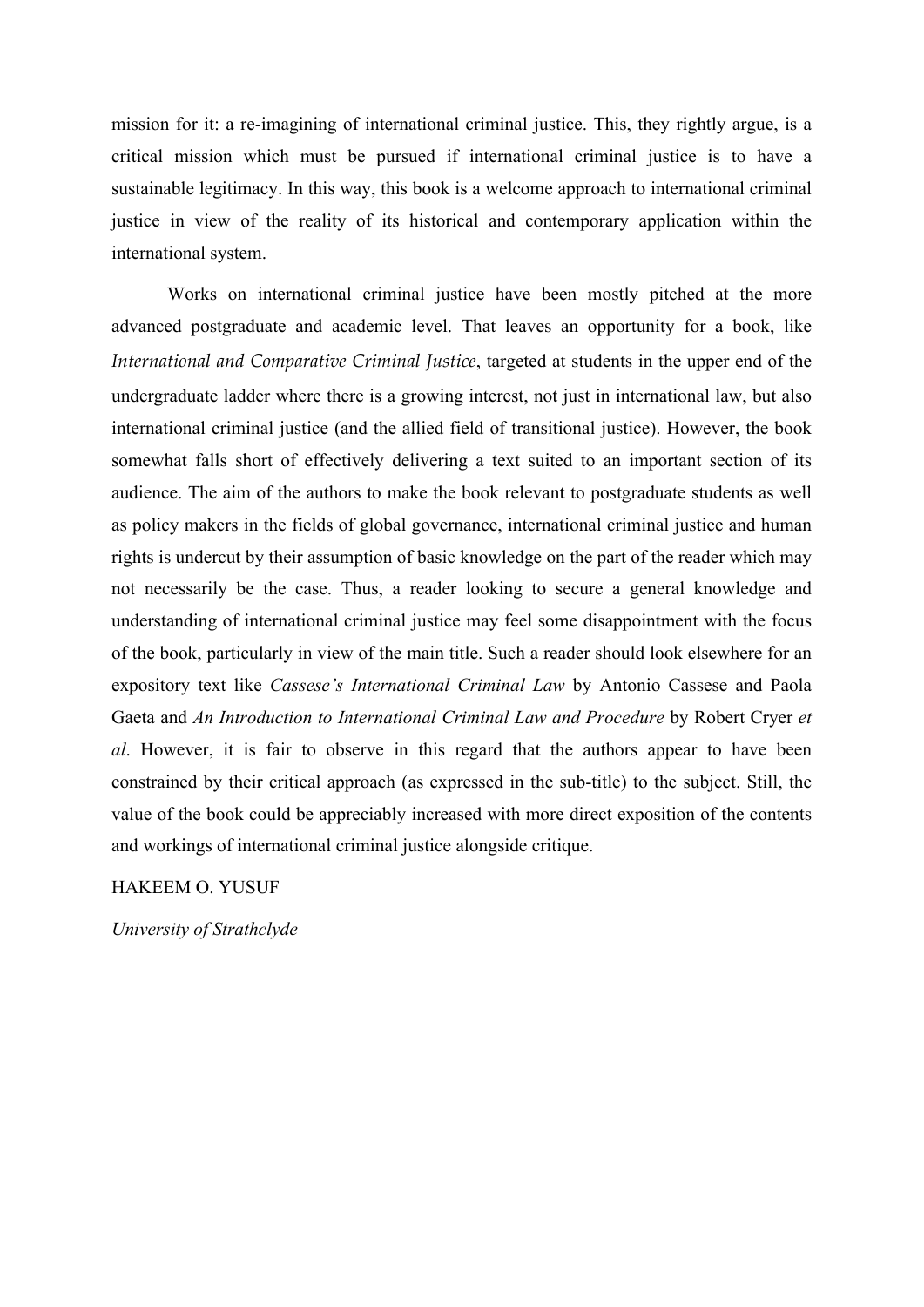mission for it: a re-imagining of international criminal justice. This, they rightly argue, is a critical mission which must be pursued if international criminal justice is to have a sustainable legitimacy. In this way, this book is a welcome approach to international criminal justice in view of the reality of its historical and contemporary application within the international system.

Works on international criminal justice have been mostly pitched at the more advanced postgraduate and academic level. That leaves an opportunity for a book, like *International and Comparative Criminal Justice*, targeted at students in the upper end of the undergraduate ladder where there is a growing interest, not just in international law, but also international criminal justice (and the allied field of transitional justice). However, the book somewhat falls short of effectively delivering a text suited to an important section of its audience. The aim of the authors to make the book relevant to postgraduate students as well as policy makers in the fields of global governance, international criminal justice and human rights is undercut by their assumption of basic knowledge on the part of the reader which may not necessarily be the case. Thus, a reader looking to secure a general knowledge and understanding of international criminal justice may feel some disappointment with the focus of the book, particularly in view of the main title. Such a reader should look elsewhere for an expository text like *Cassese's International Criminal Law* by Antonio Cassese and Paola Gaeta and *An Introduction to International Criminal Law and Procedure* by Robert Cryer *et al*. However, it is fair to observe in this regard that the authors appear to have been constrained by their critical approach (as expressed in the sub-title) to the subject. Still, the value of the book could be appreciably increased with more direct exposition of the contents and workings of international criminal justice alongside critique.

HAKEEM O. YUSUF

*University of Strathclyde*